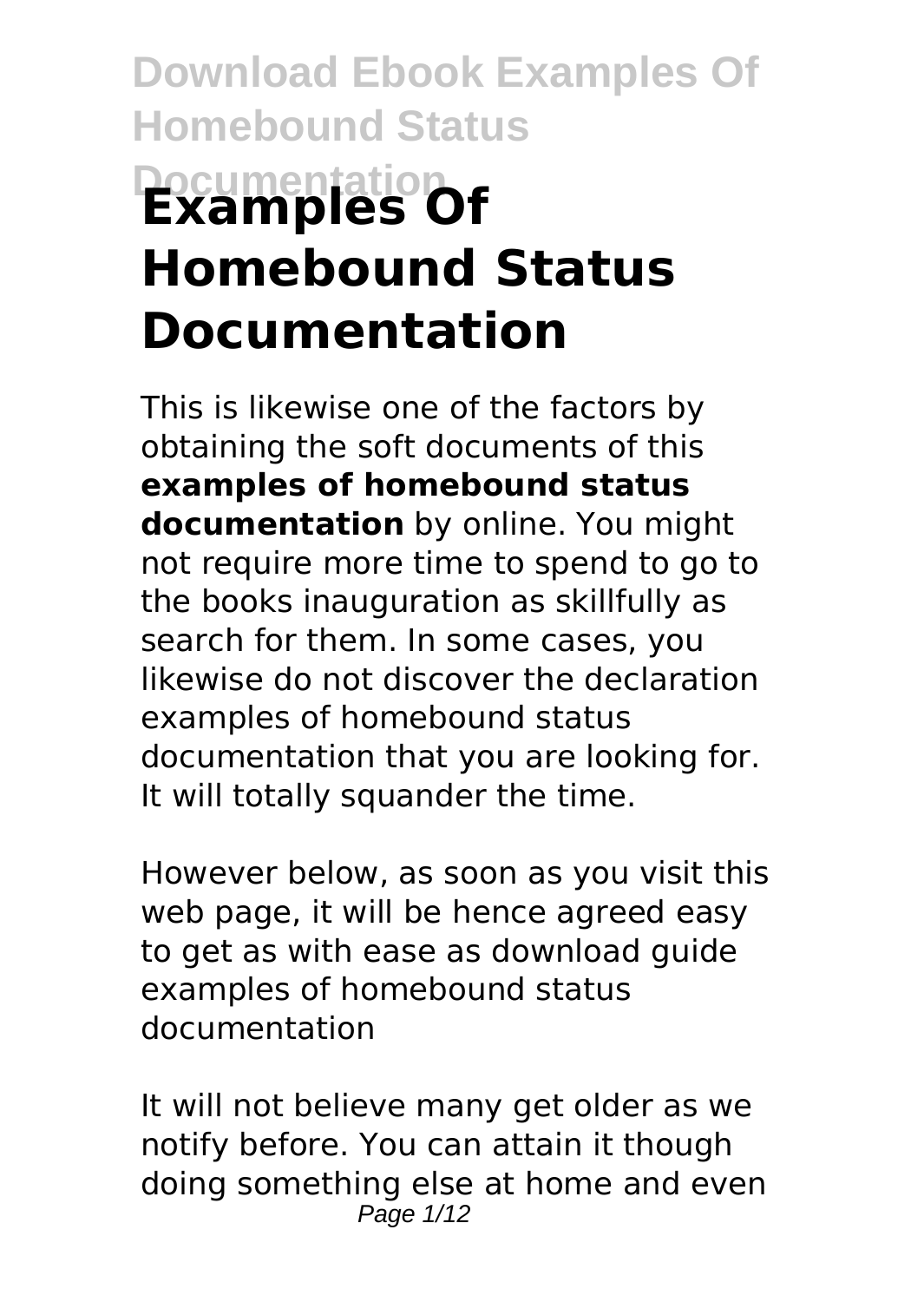# Examples Of Homebound Status Documentation

This is likewise one of the factors by obtaining the soft documents of this **examples of homebound status documentation** by online. You might not require more time to spend to go to the books inauguration as skillfully as search for them. In some cases, you likewise do not discover the declaration examples of homebound status documentation that you are looking for. It will totally squander the time.

However below, as soon as you visit this web page, it will be hence agreed easy to get as with ease as download guide examples of homebound status documentation

It will not believe many get older as we notify before. You can attain it though doing something else at home and even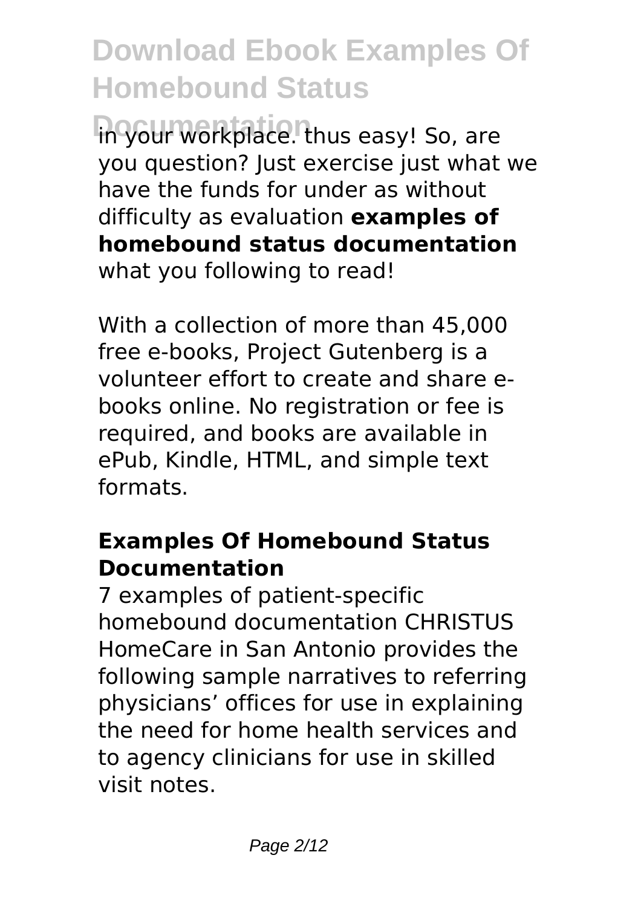in your workplace. thus easy! So, are you question? Just exercise just what we have the funds for under as without difficulty as evaluation **examples of homebound status documentation** what you following to read!

With a collection of more than 45,000 free e-books, Project Gutenberg is a volunteer effort to create and share e-books online. No registration or fee is required, and books are available in ePub, Kindle, HTML, and simple text formats.

## Examples Of Homebound Status Documentation

7 examples of patient-specific homebound documentation CHRISTUS HomeCare in San Antonio provides the following sample narratives to referring physicians' offices for use in explaining the need for home health services and to agency clinicians for use in skilled visit notes.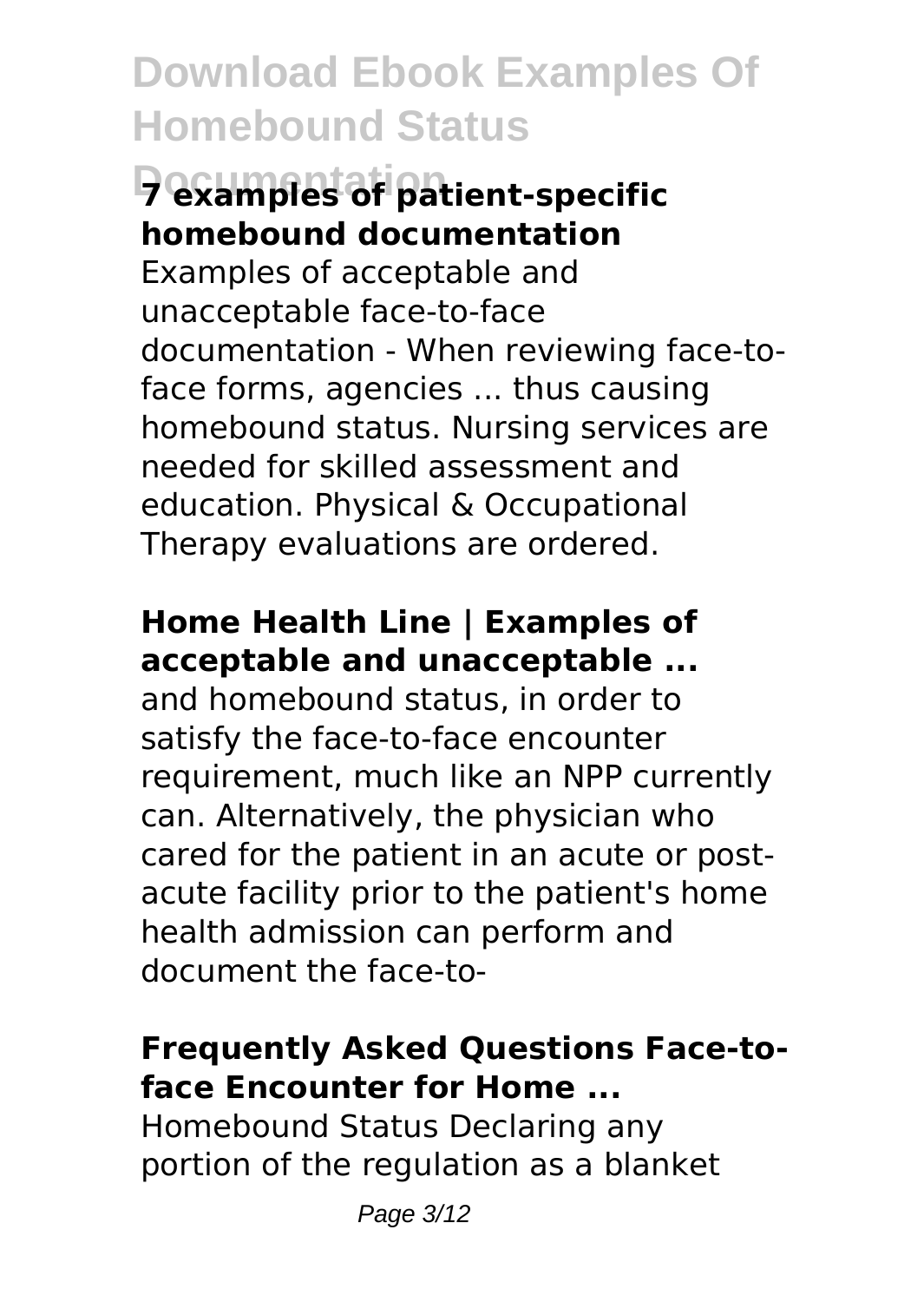### 7 examples of patient-specific homebound documentation

Examples of acceptable and unacceptable face-to-face documentation - When reviewing face-to-face forms, agencies ... thus causing homebound status. Nursing services are needed for skilled assessment and education. Physical & Occupational Therapy evaluations are ordered.

### Home Health Line | Examples of acceptable and unacceptable ...

and homebound status, in order to satisfy the face-to-face encounter requirement, much like an NPP currently can. Alternatively, the physician who cared for the patient in an acute or post-acute facility prior to the patient's home health admission can perform and document the face-to-

### Frequently Asked Questions Face-to-face Encounter for Home ...

Homebound Status Declaring any portion of the regulation as a blanket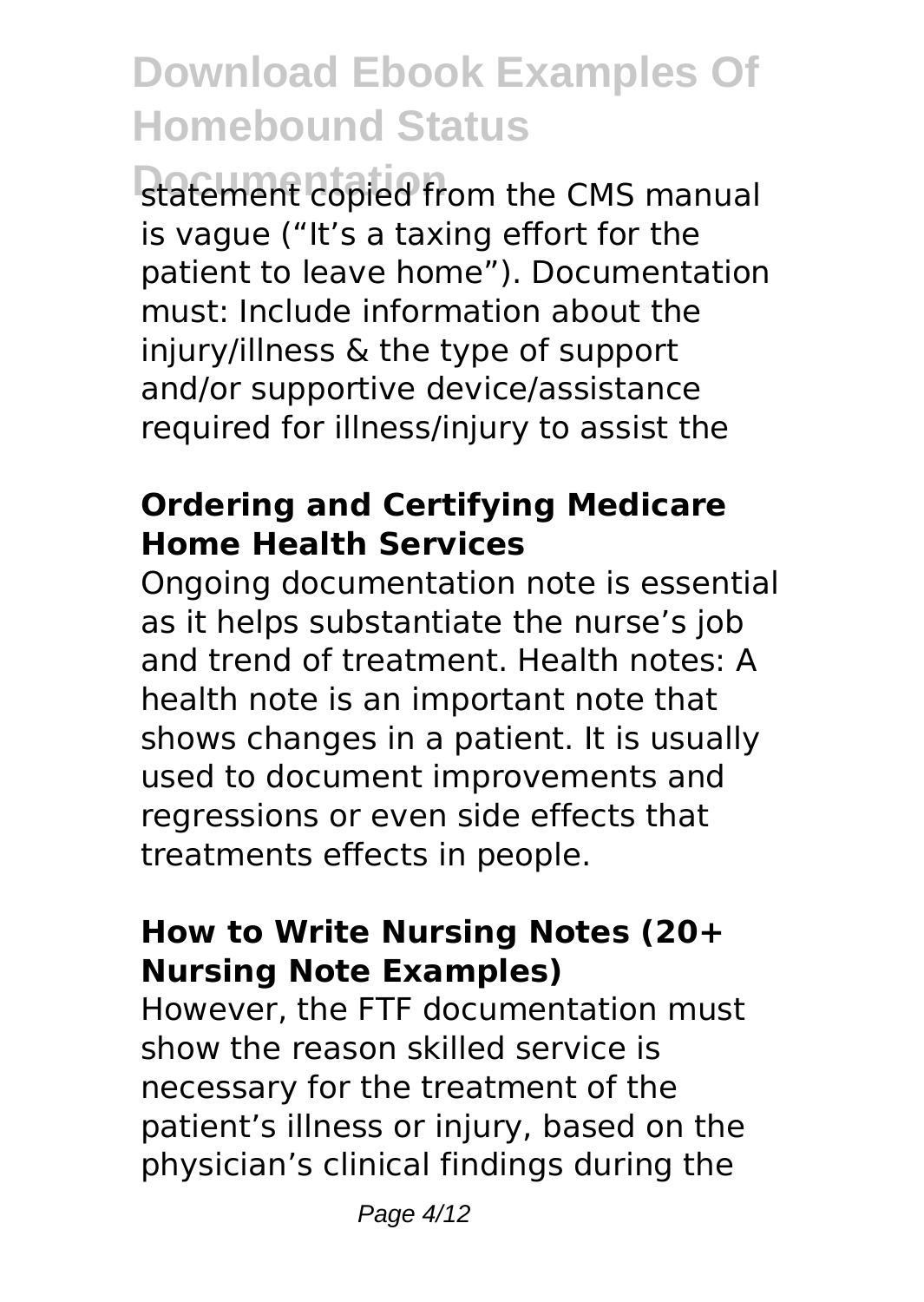statement copied from the CMS manual is vague ("It's a taxing effort for the patient to leave home"). Documentation must: Include information about the injury/illness & the type of support and/or supportive device/assistance required for illness/injury to assist the

## Ordering and Certifying Medicare Home Health Services

Ongoing documentation note is essential as it helps substantiate the nurse's job and trend of treatment. Health notes: A health note is an important note that shows changes in a patient. It is usually used to document improvements and regressions or even side effects that treatments effects in people.

## How to Write Nursing Notes (20+ Nursing Note Examples)

However, the FTF documentation must show the reason skilled service is necessary for the treatment of the patient's illness or injury, based on the physician's clinical findings during the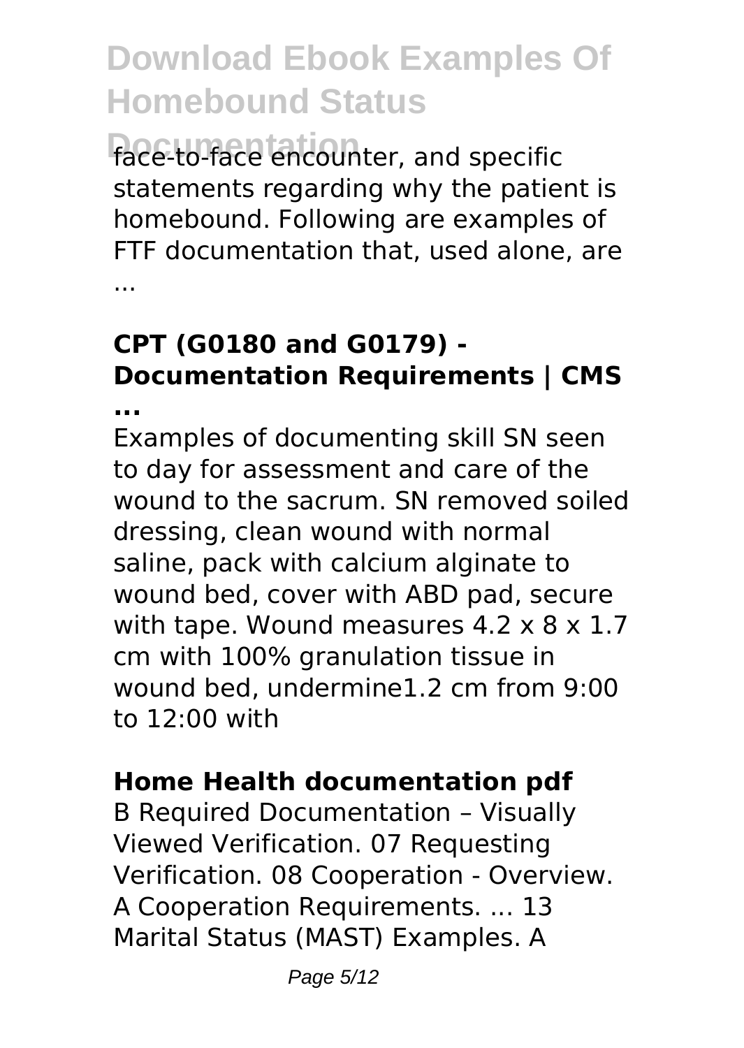face-to-face encounter, and specific statements regarding why the patient is homebound. Following are examples of FTF documentation that, used alone, are ...

### CPT (G0180 and G0179) - Documentation Requirements | CMS ...

Examples of documenting skill SN seen to day for assessment and care of the wound to the sacrum. SN removed soiled dressing, clean wound with normal saline, pack with calcium alginate to wound bed, cover with ABD pad, secure with tape. Wound measures 4.2 x 8 x 1.7 cm with 100% granulation tissue in wound bed, undermine1.2 cm from 9:00 to 12:00 with

### Home Health documentation pdf

B Required Documentation – Visually Viewed Verification. 07 Requesting Verification. 08 Cooperation - Overview. A Cooperation Requirements. ... 13 Marital Status (MAST) Examples. A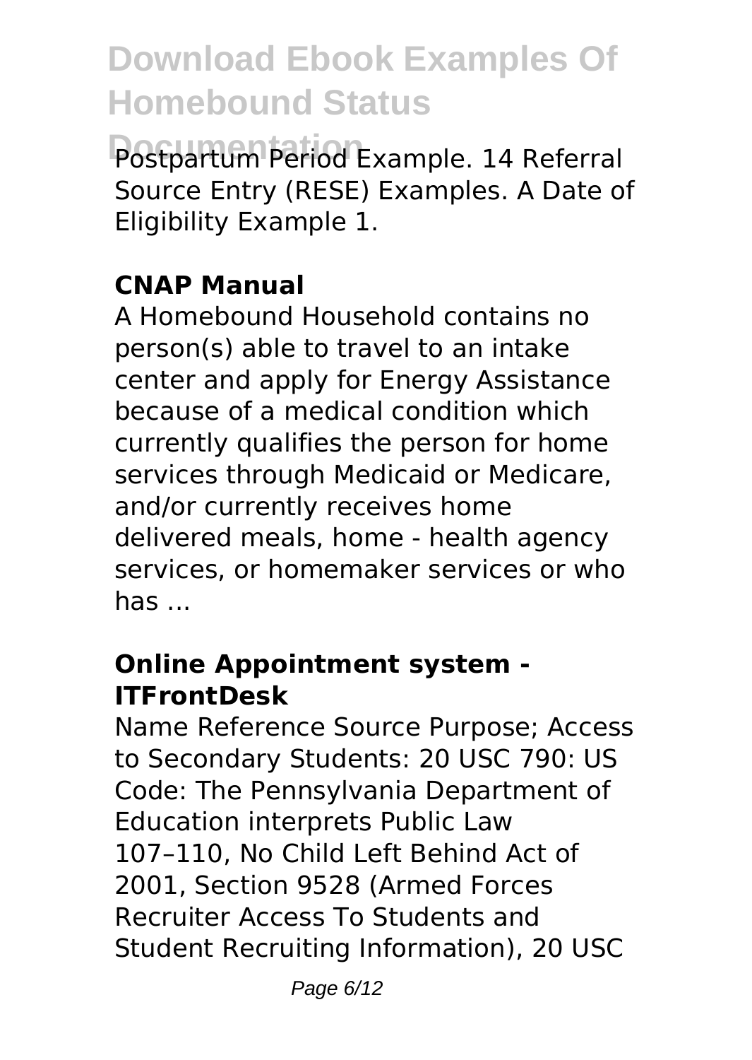Postpartum Period Example. 14 Referral Source Entry (RESE) Examples. A Date of Eligibility Example 1.

### CNAP Manual

A Homebound Household contains no person(s) able to travel to an intake center and apply for Energy Assistance because of a medical condition which currently qualifies the person for home services through Medicaid or Medicare, and/or currently receives home delivered meals, home - health agency services, or homemaker services or who has ...

### Online Appointment system - ITFrontDesk

Name Reference Source Purpose; Access to Secondary Students: 20 USC 790: US Code: The Pennsylvania Department of Education interprets Public Law 107–110, No Child Left Behind Act of 2001, Section 9528 (Armed Forces Recruiter Access To Students and Student Recruiting Information), 20 USC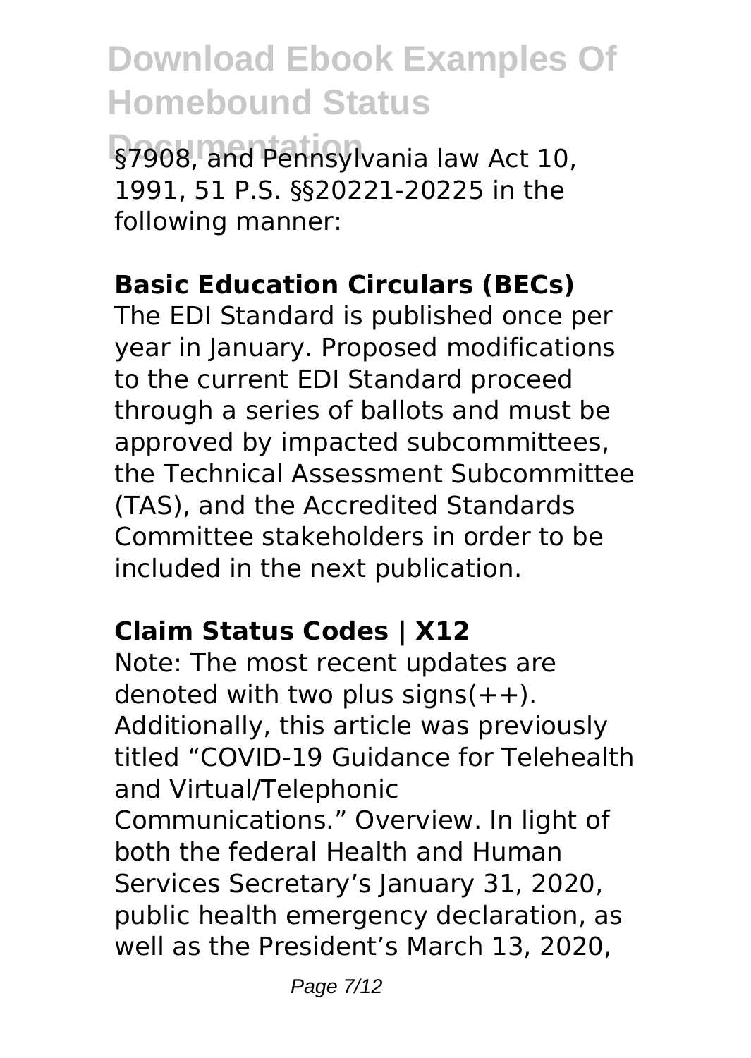§7908, and Pennsylvania law Act 10, 1991, 51 P.S. §§20221-20225 in the following manner:

**Basic Education Circulars (BECs)**

The EDI Standard is published once per year in January. Proposed modifications to the current EDI Standard proceed through a series of ballots and must be approved by impacted subcommittees, the Technical Assessment Subcommittee (TAS), and the Accredited Standards Committee stakeholders in order to be included in the next publication.

**Claim Status Codes | X12**

Note: The most recent updates are denoted with two plus signs(++). Additionally, this article was previously titled "COVID-19 Guidance for Telehealth and Virtual/Telephonic Communications." Overview. In light of both the federal Health and Human Services Secretary's January 31, 2020, public health emergency declaration, as well as the President's March 13, 2020,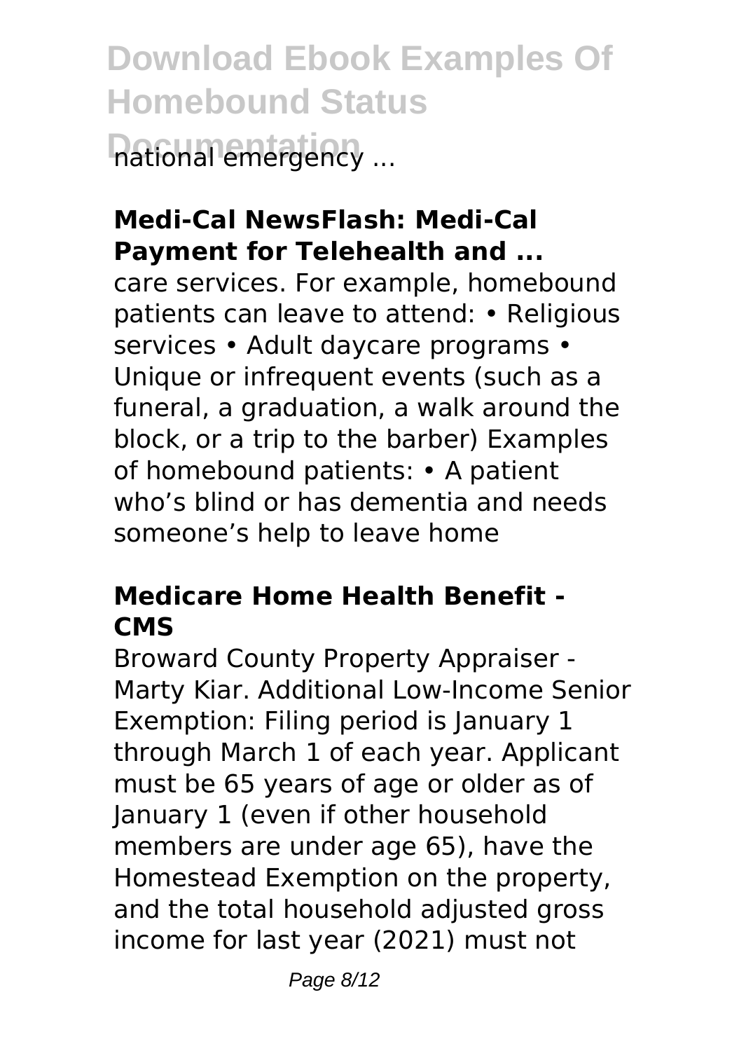national emergency ...

**Medi-Cal NewsFlash: Medi-Cal Payment for Telehealth and ...**

care services. For example, homebound patients can leave to attend: • Religious services • Adult daycare programs • Unique or infrequent events (such as a funeral, a graduation, a walk around the block, or a trip to the barber) Examples of homebound patients: • A patient who's blind or has dementia and needs someone's help to leave home

**Medicare Home Health Benefit - CMS**

Broward County Property Appraiser - Marty Kiar. Additional Low-Income Senior Exemption: Filing period is January 1 through March 1 of each year. Applicant must be 65 years of age or older as of January 1 (even if other household members are under age 65), have the Homestead Exemption on the property, and the total household adjusted gross income for last year (2021) must not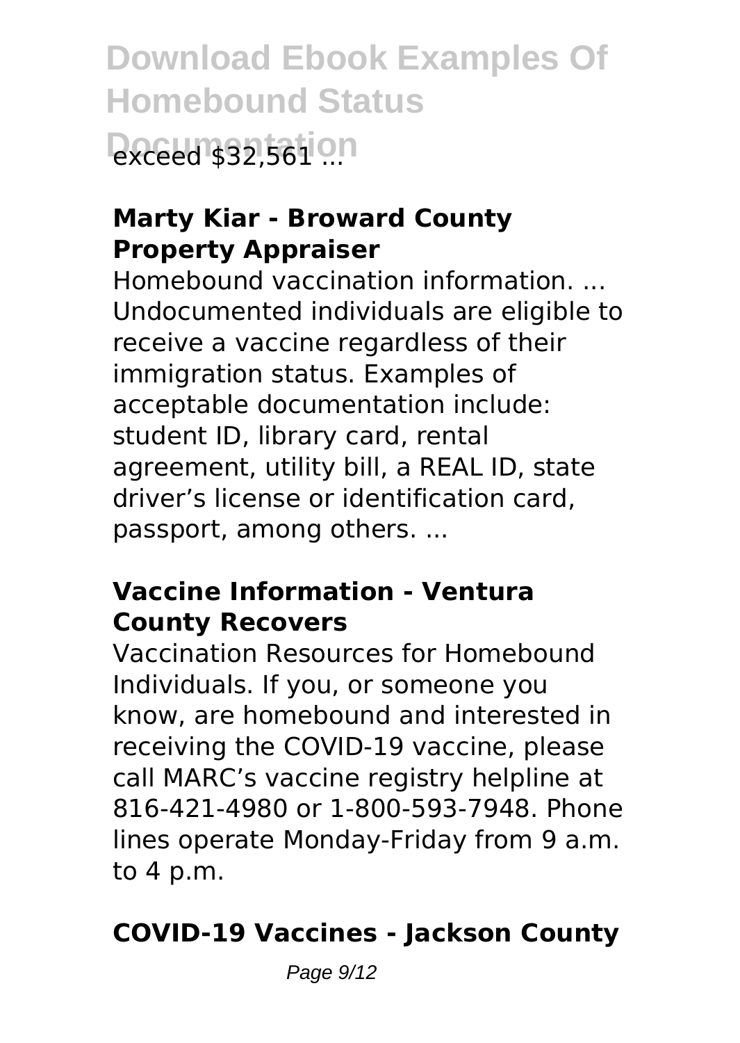exceed $32,561 ...

### Marty Kiar - Broward County Property Appraiser

Homebound vaccination information. ... Undocumented individuals are eligible to receive a vaccine regardless of their immigration status. Examples of acceptable documentation include: student ID, library card, rental agreement, utility bill, a REAL ID, state driver's license or identification card, passport, among others. ...

### Vaccine Information - Ventura County Recovers

Vaccination Resources for Homebound Individuals. If you, or someone you know, are homebound and interested in receiving the COVID-19 vaccine, please call MARC's vaccine registry helpline at 816-421-4980 or 1-800-593-7948. Phone lines operate Monday-Friday from 9 a.m. to 4 p.m.

### COVID-19 Vaccines - Jackson County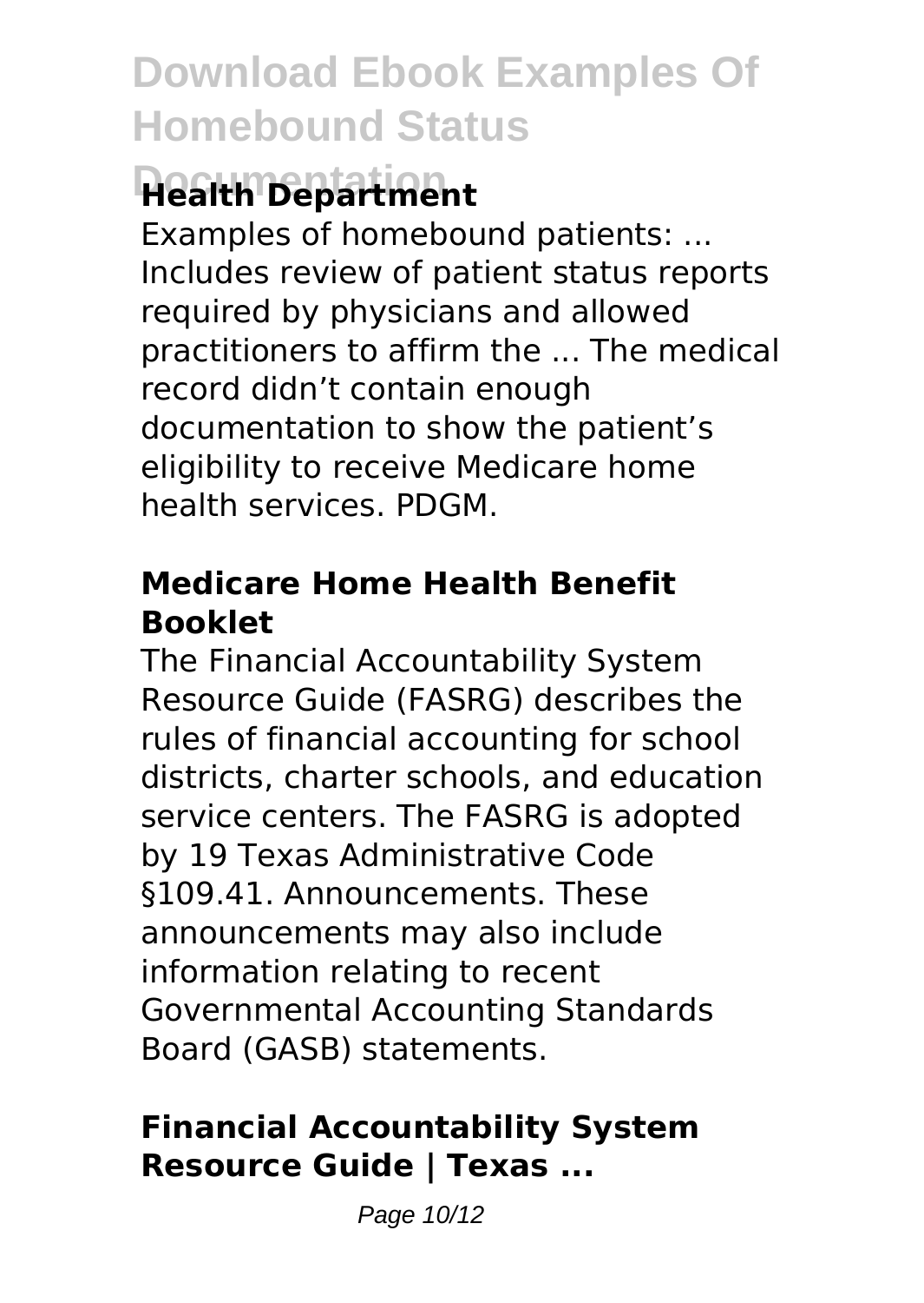## Health Department

Examples of homebound patients: ... Includes review of patient status reports required by physicians and allowed practitioners to affirm the ... The medical record didn't contain enough documentation to show the patient's eligibility to receive Medicare home health services. PDGM.

### Medicare Home Health Benefit Booklet

The Financial Accountability System Resource Guide (FASRG) describes the rules of financial accounting for school districts, charter schools, and education service centers. The FASRG is adopted by 19 Texas Administrative Code §109.41. Announcements. These announcements may also include information relating to recent Governmental Accounting Standards Board (GASB) statements.

### Financial Accountability System Resource Guide | Texas ...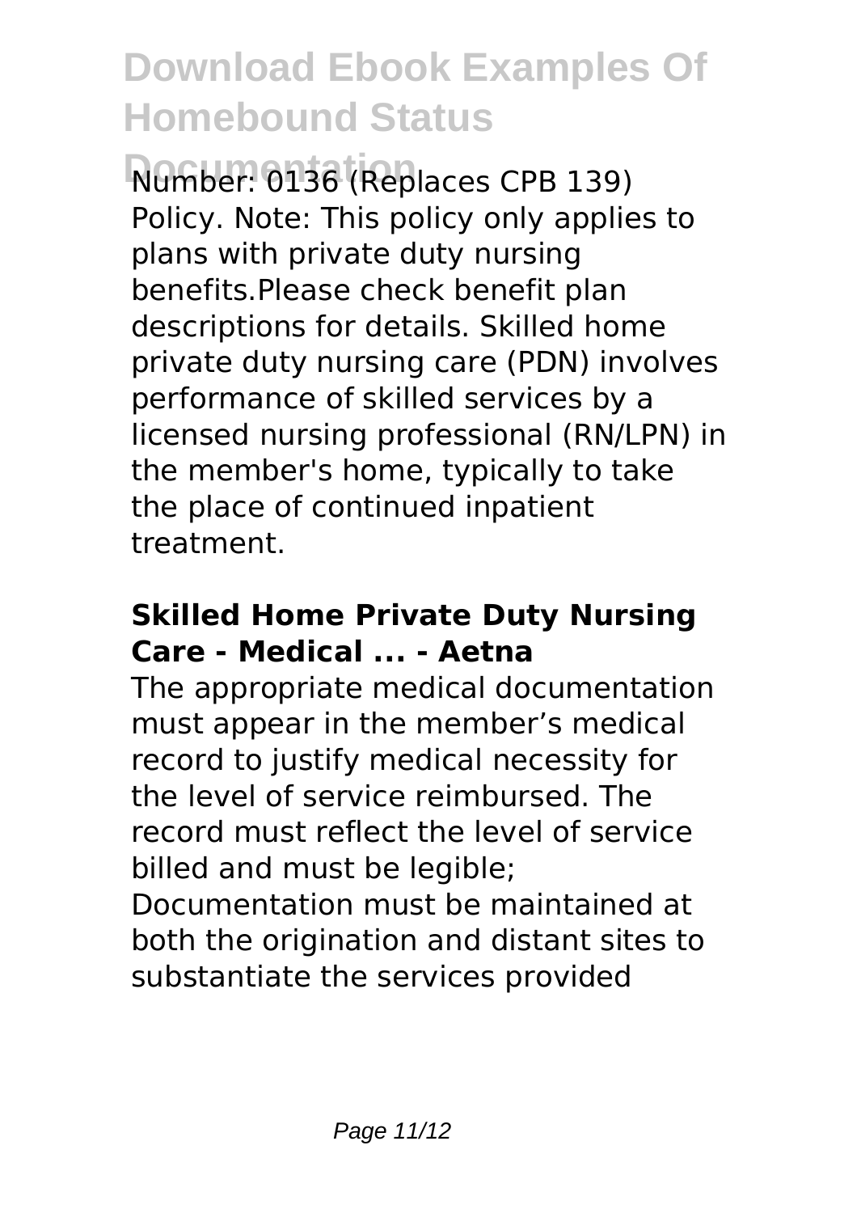Number: 0136 (Replaces CPB 139) Policy. Note: This policy only applies to plans with private duty nursing benefits.Please check benefit plan descriptions for details. Skilled home private duty nursing care (PDN) involves performance of skilled services by a licensed nursing professional (RN/LPN) in the member's home, typically to take the place of continued inpatient treatment.

### **Skilled Home Private Duty Nursing Care - Medical ... - Aetna**

The appropriate medical documentation must appear in the member's medical record to justify medical necessity for the level of service reimbursed. The record must reflect the level of service billed and must be legible; Documentation must be maintained at both the origination and distant sites to substantiate the services provided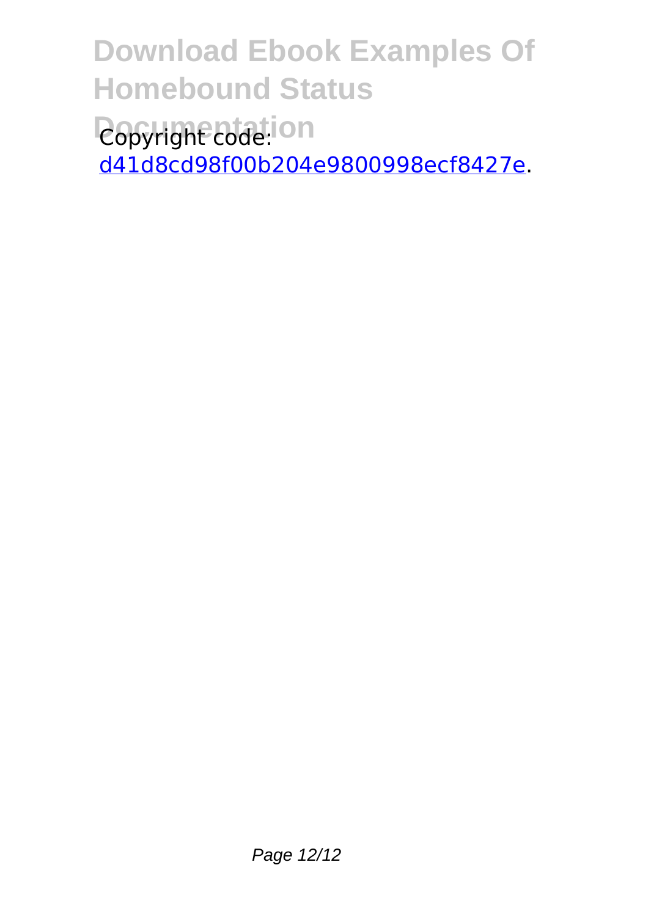Copyright code: [d41d8cd98f00b204e9800998ecf8427e](d41d8cd98f00b204e9800998ecf8427e).